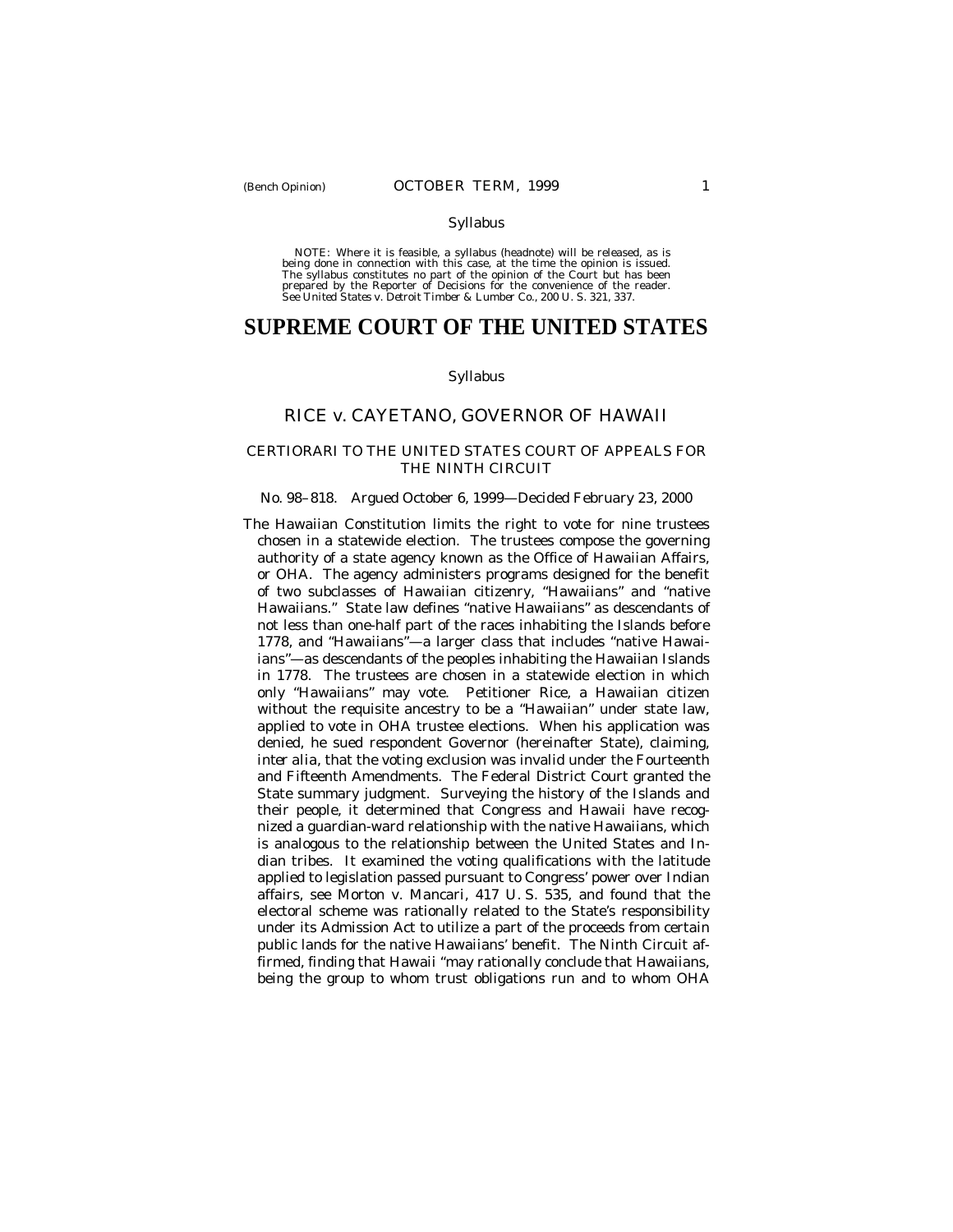Syllabus

NOTE: Where it is feasible, a syllabus (headnote) will be released, as is being done in connection with this case, at the time the opinion is issued. The syllabus constitutes no part of the opinion of the Court but has been prepared by the Reporter of Decisions for the convenience of the reader. See *United States* v. *Detroit Timber & Lumber Co.,* 200 U. S. 321, 337.

# SUPREME COURT OF THE UNITED STATES

Syllabus

## RICE *v.* CAYETANO, GOVERNOR OF HAWAII

### CERTIORARI TO THE UNITED STATES COURT OF APPEALS FOR THE NINTH CIRCUIT

No. 98–818. Argued October 6, 1999—Decided February 23, 2000

The Hawaiian Constitution limits the right to vote for nine trustees chosen in a statewide election. The trustees compose the governing authority of a state agency known as the Office of Hawaiian Affairs, or OHA. The agency administers programs designed for the benefit of two subclasses of Hawaiian citizenry, "Hawaiians" and "native Hawaiians." State law defines "native Hawaiians" as descendants of not less than one-half part of the races inhabiting the Islands before 1778, and "Hawaiians"—a larger class that includes "native Hawaiians"—as descendants of the peoples inhabiting the Hawaiian Islands in 1778. The trustees are chosen in a statewide election in which only "Hawaiians" may vote. Petitioner Rice, a Hawaiian citizen without the requisite ancestry to be a "Hawaiian" under state law, applied to vote in OHA trustee elections. When his application was denied, he sued respondent Governor (hereinafter State), claiming, *inter alia*, that the voting exclusion was invalid under the Fourteenth and Fifteenth Amendments. The Federal District Court granted the State summary judgment. Surveying the history of the Islands and their people, it determined that Congress and Hawaii have recognized a guardian-ward relationship with the native Hawaiians, which is analogous to the relationship between the United States and Indian tribes. It examined the voting qualifications with the latitude applied to legislation passed pursuant to Congress' power over Indian affairs, see *Morton* v. *Mancari*, 417 U. S. 535, and found that the electoral scheme was rationally related to the State's responsibility under its Admission Act to utilize a part of the proceeds from certain public lands for the native Hawaiians' benefit. The Ninth Circuit affirmed, finding that Hawaii "may rationally conclude that Hawaiians, being the group to whom trust obligations run and to whom OHA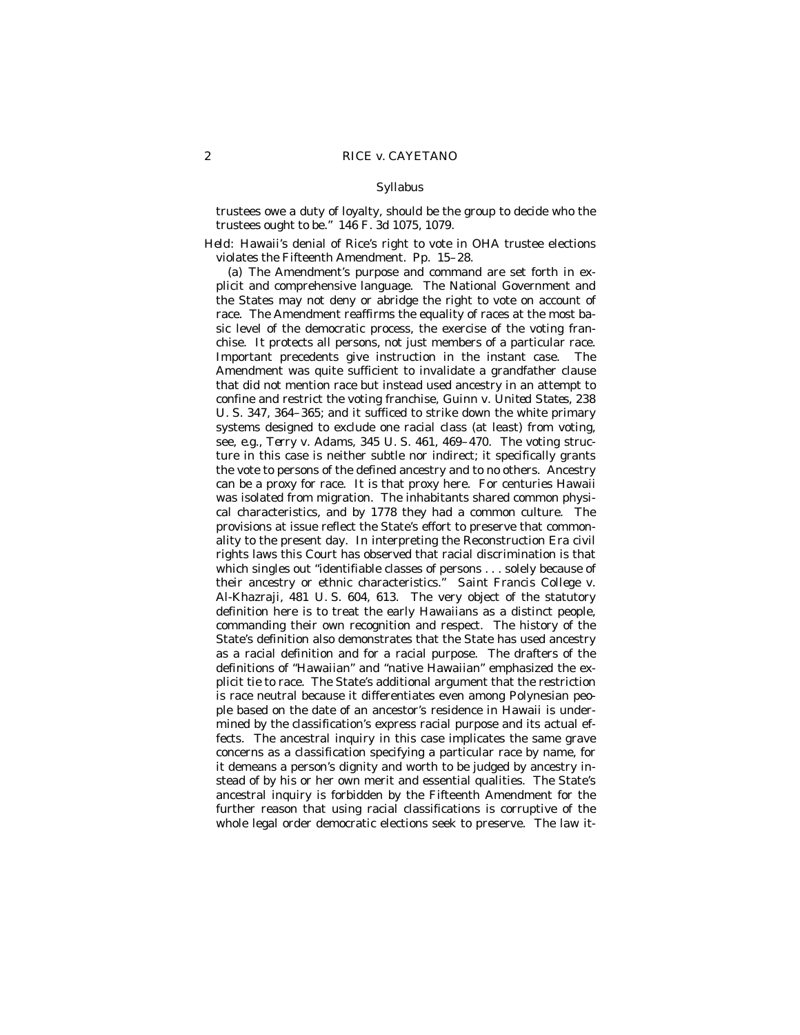trustees owe a duty of loyalty, should be the group to decide who the trustees ought to be." 146 F. 3d 1075, 1079.

*Held:* Hawaii's denial of Rice's right to vote in OHA trustee elections violates the Fifteenth Amendment. Pp. 15–28.

(a) The Amendment's purpose and command are set forth in explicit and comprehensive language. The National Government and the States may not deny or abridge the right to vote on account of race. The Amendment reaffirms the equality of races at the most basic level of the democratic process, the exercise of the voting franchise. It protects all persons, not just members of a particular race. Important precedents give instruction in the instant case. The Amendment was quite sufficient to invalidate a grandfather clause that did not mention race but instead used ancestry in an attempt to confine and restrict the voting franchise, *Guinn* v. *United States*, 238 U. S. 347, 364–365; and it sufficed to strike down the white primary systems designed to exclude one racial class (at least) from voting, see, *e.g., Terry* v. *Adams*, 345 U. S. 461, 469–470. The voting structure in this case is neither subtle nor indirect; it specifically grants the vote to persons of the defined ancestry and to no others. Ancestry can be a proxy for race. It is that proxy here. For centuries Hawaii was isolated from migration. The inhabitants shared common physical characteristics, and by 1778 they had a common culture. The provisions at issue reflect the State's effort to preserve that commonality to the present day. In interpreting the Reconstruction Era civil rights laws this Court has observed that racial discrimination is that which singles out "identifiable classes of persons . . . solely because of their ancestry or ethnic characteristics." *Saint Francis College* v. *Al-Khazraji*, 481 U. S. 604, 613. The very object of the statutory definition here is to treat the early Hawaiians as a distinct people, commanding their own recognition and respect. The history of the State's definition also demonstrates that the State has used ancestry as a racial definition and for a racial purpose. The drafters of the definitions of "Hawaiian" and "native Hawaiian" emphasized the explicit tie to race. The State's additional argument that the restriction is race neutral because it differentiates even among Polynesian people based on the date of an ancestor's residence in Hawaii is undermined by the classification's express racial purpose and its actual effects. The ancestral inquiry in this case implicates the same grave concerns as a classification specifying a particular race by name, for it demeans a person's dignity and worth to be judged by ancestry instead of by his or her own merit and essential qualities. The State's ancestral inquiry is forbidden by the Fifteenth Amendment for the further reason that using racial classifications is corruptive of the whole legal order democratic elections seek to preserve. The law it-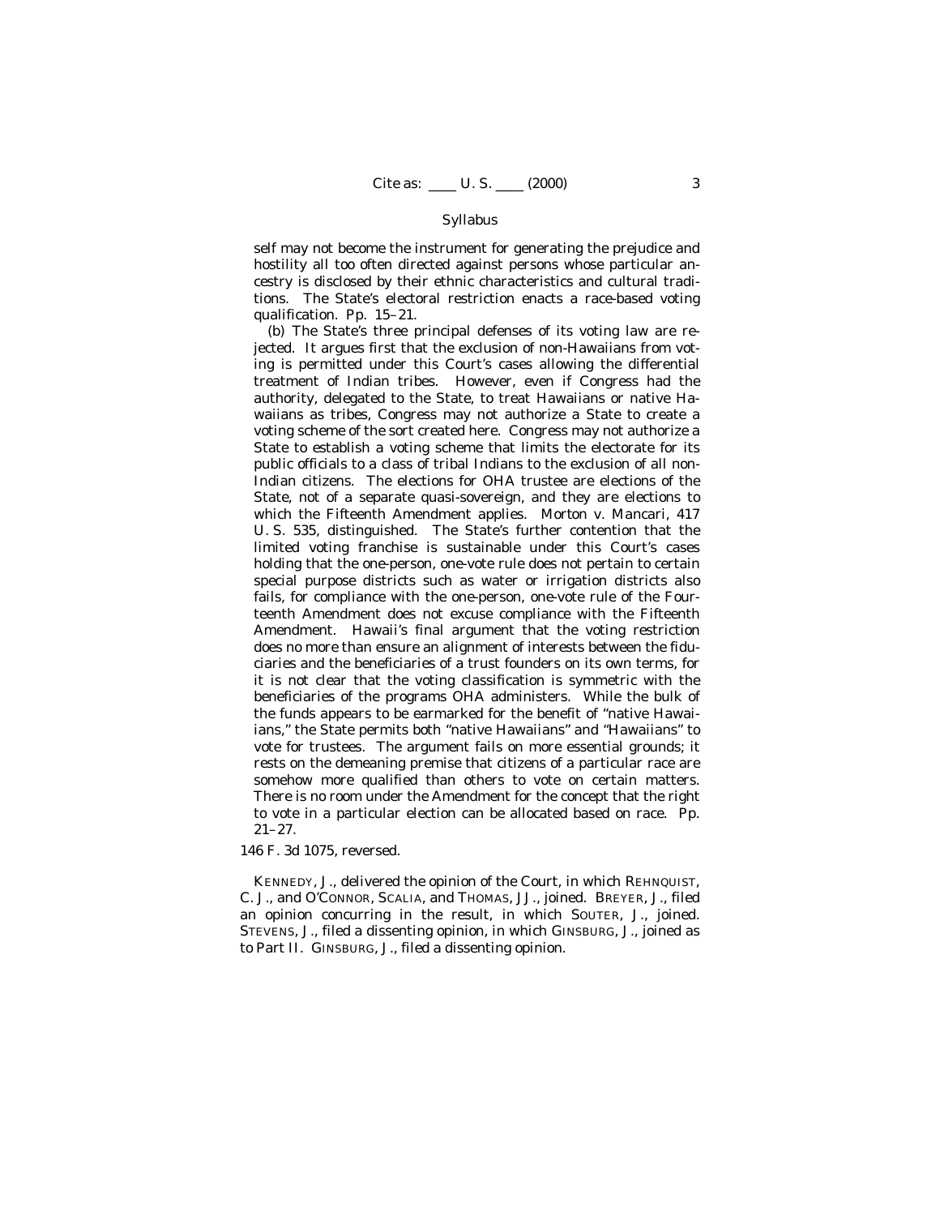self may not become the instrument for generating the prejudice and hostility all too often directed against persons whose particular ancestry is disclosed by their ethnic characteristics and cultural traditions. The State's electoral restriction enacts a race-based voting qualification. Pp. 15–21.

(b) The State's three principal defenses of its voting law are rejected. It argues first that the exclusion of non-Hawaiians from voting is permitted under this Court's cases allowing the differential treatment of Indian tribes. However, even if Congress had the authority, delegated to the State, to treat Hawaiians or native Hawaiians as tribes, Congress may not authorize a State to create a voting scheme of the sort created here. Congress may not authorize a State to establish a voting scheme that limits the electorate for its public officials to a class of tribal Indians to the exclusion of all non-Indian citizens. The elections for OHA trustee are elections of the State, not of a separate quasi-sovereign, and they are elections to which the Fifteenth Amendment applies. *Morton* v. *Mancari*, 417 U. S. 535, distinguished. The State's further contention that the limited voting franchise is sustainable under this Court's cases holding that the one-person, one-vote rule does not pertain to certain special purpose districts such as water or irrigation districts also fails, for compliance with the one-person, one-vote rule of the Fourteenth Amendment does not excuse compliance with the Fifteenth Amendment. Hawaii's final argument that the voting restriction does no more than ensure an alignment of interests between the fiduciaries and the beneficiaries of a trust founders on its own terms, for it is not clear that the voting classification is symmetric with the beneficiaries of the programs OHA administers. While the bulk of the funds appears to be earmarked for the benefit of "native Hawaiians," the State permits both "native Hawaiians" and "Hawaiians" to vote for trustees. The argument fails on more essential grounds; it rests on the demeaning premise that citizens of a particular race are somehow more qualified than others to vote on certain matters. There is no room under the Amendment for the concept that the right to vote in a particular election can be allocated based on race. Pp. 21–27.

146 F. 3d 1075, reversed.

KENNEDY, J., delivered the opinion of the Court, in which REHNQUIST, C. J., and O'CONNOR, SCALIA, and THOMAS, JJ., joined. BREYER, J., filed an opinion concurring in the result, in which SOUTER, J., joined. STEVENS, J., filed a dissenting opinion, in which GINSBURG, J., joined as to Part II. GINSBURG, J., filed a dissenting opinion.